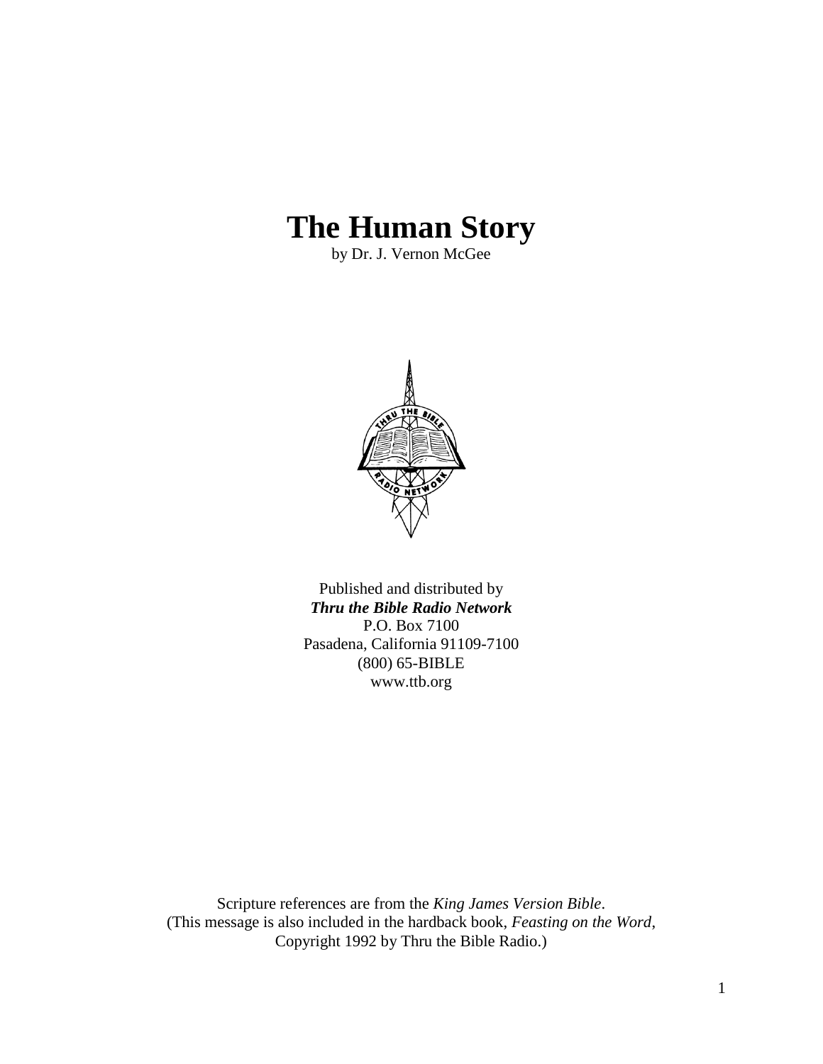# The Human Story

by Dr. J. Vernon McGee

Published and distributed by
***Thru the Bible Radio Network***
P.O. Box 7100
Pasadena, California 91109-7100
(800) 65-BIBLE
www.ttb.org

Scripture references are from the *King James Version Bible*.
(This message is also included in the hardback book, *Feasting on the Word*,
Copyright 1992 by Thru the Bible Radio.)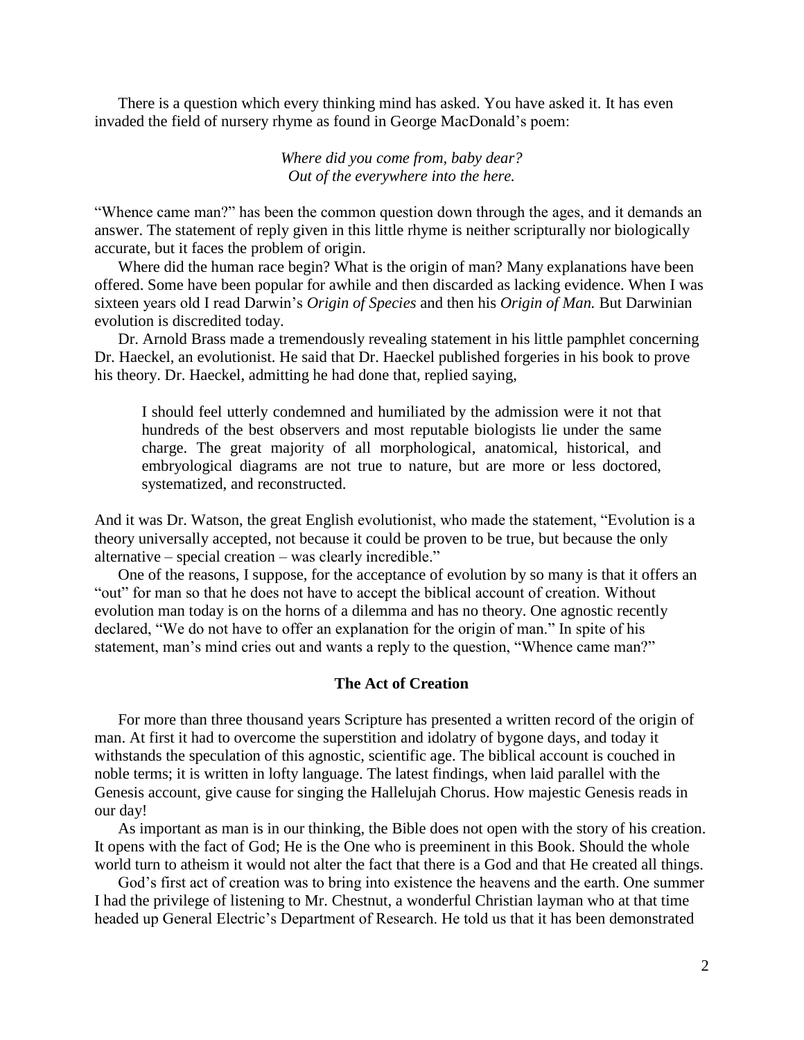There is a question which every thinking mind has asked. You have asked it. It has even invaded the field of nursery rhyme as found in George MacDonald's poem:

*Where did you come from, baby dear?*
*Out of the everywhere into the here.*

"Whence came man?" has been the common question down through the ages, and it demands an answer. The statement of reply given in this little rhyme is neither scripturally nor biologically accurate, but it faces the problem of origin.

Where did the human race begin? What is the origin of man? Many explanations have been offered. Some have been popular for awhile and then discarded as lacking evidence. When I was sixteen years old I read Darwin's *Origin of Species* and then his *Origin of Man.* But Darwinian evolution is discredited today.

Dr. Arnold Brass made a tremendously revealing statement in his little pamphlet concerning Dr. Haeckel, an evolutionist. He said that Dr. Haeckel published forgeries in his book to prove his theory. Dr. Haeckel, admitting he had done that, replied saying,

> I should feel utterly condemned and humiliated by the admission were it not that hundreds of the best observers and most reputable biologists lie under the same charge. The great majority of all morphological, anatomical, historical, and embryological diagrams are not true to nature, but are more or less doctored, systematized, and reconstructed.

And it was Dr. Watson, the great English evolutionist, who made the statement, "Evolution is a theory universally accepted, not because it could be proven to be true, but because the only alternative – special creation – was clearly incredible."

One of the reasons, I suppose, for the acceptance of evolution by so many is that it offers an "out" for man so that he does not have to accept the biblical account of creation. Without evolution man today is on the horns of a dilemma and has no theory. One agnostic recently declared, "We do not have to offer an explanation for the origin of man." In spite of his statement, man's mind cries out and wants a reply to the question, "Whence came man?"

## The Act of Creation

For more than three thousand years Scripture has presented a written record of the origin of man. At first it had to overcome the superstition and idolatry of bygone days, and today it withstands the speculation of this agnostic, scientific age. The biblical account is couched in noble terms; it is written in lofty language. The latest findings, when laid parallel with the Genesis account, give cause for singing the Hallelujah Chorus. How majestic Genesis reads in our day!

As important as man is in our thinking, the Bible does not open with the story of his creation. It opens with the fact of God; He is the One who is preeminent in this Book. Should the whole world turn to atheism it would not alter the fact that there is a God and that He created all things.

God's first act of creation was to bring into existence the heavens and the earth. One summer I had the privilege of listening to Mr. Chestnut, a wonderful Christian layman who at that time headed up General Electric's Department of Research. He told us that it has been demonstrated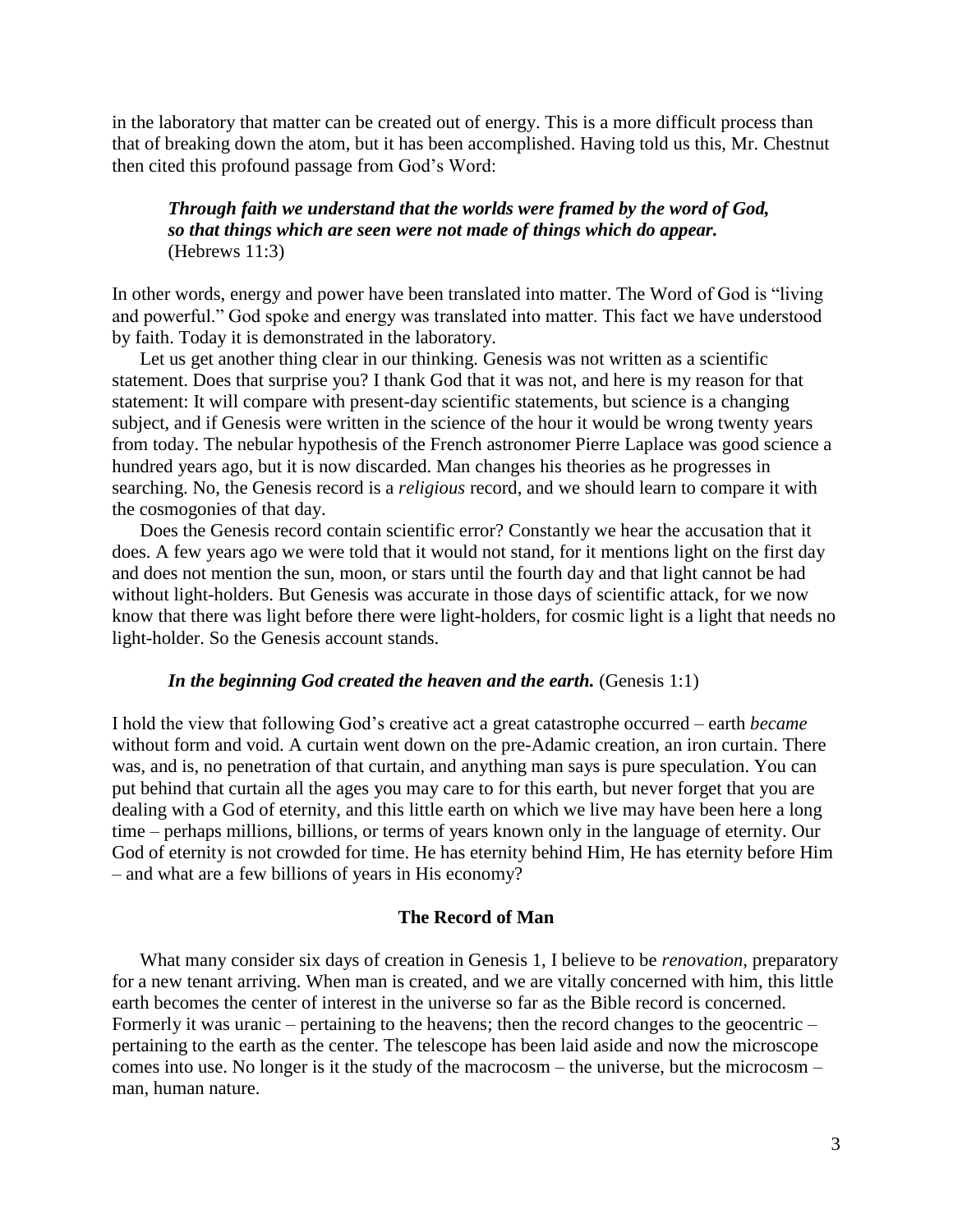in the laboratory that matter can be created out of energy. This is a more difficult process than that of breaking down the atom, but it has been accomplished. Having told us this, Mr. Chestnut then cited this profound passage from God's Word:

> ***Through faith we understand that the worlds were framed by the word of God, so that things which are seen were not made of things which do appear.*** (Hebrews 11:3)

In other words, energy and power have been translated into matter. The Word of God is "living and powerful." God spoke and energy was translated into matter. This fact we have understood by faith. Today it is demonstrated in the laboratory.

Let us get another thing clear in our thinking. Genesis was not written as a scientific statement. Does that surprise you? I thank God that it was not, and here is my reason for that statement: It will compare with present-day scientific statements, but science is a changing subject, and if Genesis were written in the science of the hour it would be wrong twenty years from today. The nebular hypothesis of the French astronomer Pierre Laplace was good science a hundred years ago, but it is now discarded. Man changes his theories as he progresses in searching. No, the Genesis record is a *religious* record, and we should learn to compare it with the cosmogonies of that day.

Does the Genesis record contain scientific error? Constantly we hear the accusation that it does. A few years ago we were told that it would not stand, for it mentions light on the first day and does not mention the sun, moon, or stars until the fourth day and that light cannot be had without light-holders. But Genesis was accurate in those days of scientific attack, for we now know that there was light before there were light-holders, for cosmic light is a light that needs no light-holder. So the Genesis account stands.

> ***In the beginning God created the heaven and the earth.*** (Genesis 1:1)

I hold the view that following God's creative act a great catastrophe occurred – earth *became* without form and void. A curtain went down on the pre-Adamic creation, an iron curtain. There was, and is, no penetration of that curtain, and anything man says is pure speculation. You can put behind that curtain all the ages you may care to for this earth, but never forget that you are dealing with a God of eternity, and this little earth on which we live may have been here a long time – perhaps millions, billions, or terms of years known only in the language of eternity. Our God of eternity is not crowded for time. He has eternity behind Him, He has eternity before Him – and what are a few billions of years in His economy?

## The Record of Man

What many consider six days of creation in Genesis 1, I believe to be *renovation*, preparatory for a new tenant arriving. When man is created, and we are vitally concerned with him, this little earth becomes the center of interest in the universe so far as the Bible record is concerned. Formerly it was uranic – pertaining to the heavens; then the record changes to the geocentric – pertaining to the earth as the center. The telescope has been laid aside and now the microscope comes into use. No longer is it the study of the macrocosm – the universe, but the microcosm – man, human nature.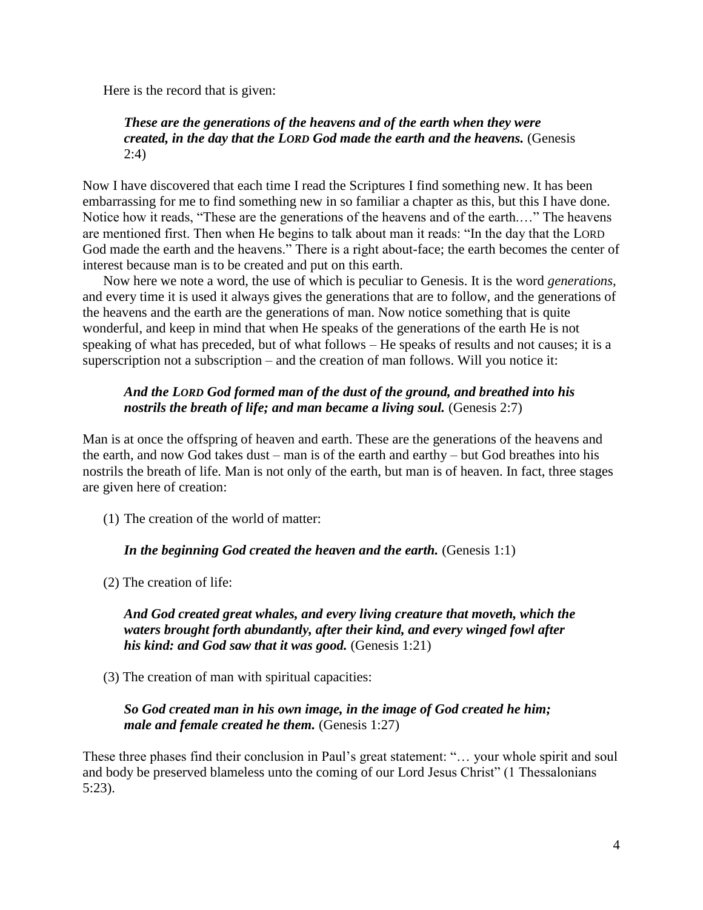Here is the record that is given:

> ***These are the generations of the heavens and of the earth when they were created, in the day that the LORD God made the earth and the heavens.*** (Genesis 2:4)

Now I have discovered that each time I read the Scriptures I find something new. It has been embarrassing for me to find something new in so familiar a chapter as this, but this I have done. Notice how it reads, "These are the generations of the heavens and of the earth.…" The heavens are mentioned first. Then when He begins to talk about man it reads: "In the day that the LORD God made the earth and the heavens." There is a right about-face; the earth becomes the center of interest because man is to be created and put on this earth.

Now here we note a word, the use of which is peculiar to Genesis. It is the word *generations*, and every time it is used it always gives the generations that are to follow, and the generations of the heavens and the earth are the generations of man. Now notice something that is quite wonderful, and keep in mind that when He speaks of the generations of the earth He is not speaking of what has preceded, but of what follows – He speaks of results and not causes; it is a superscription not a subscription – and the creation of man follows. Will you notice it:

> ***And the LORD God formed man of the dust of the ground, and breathed into his nostrils the breath of life; and man became a living soul.*** (Genesis 2:7)

Man is at once the offspring of heaven and earth. These are the generations of the heavens and the earth, and now God takes dust – man is of the earth and earthy – but God breathes into his nostrils the breath of life. Man is not only of the earth, but man is of heaven. In fact, three stages are given here of creation:

(1) The creation of the world of matter:

> ***In the beginning God created the heaven and the earth.*** (Genesis 1:1)

(2) The creation of life:

> ***And God created great whales, and every living creature that moveth, which the waters brought forth abundantly, after their kind, and every winged fowl after his kind: and God saw that it was good.*** (Genesis 1:21)

(3) The creation of man with spiritual capacities:

> ***So God created man in his own image, in the image of God created he him; male and female created he them.*** (Genesis 1:27)

These three phases find their conclusion in Paul's great statement: "… your whole spirit and soul and body be preserved blameless unto the coming of our Lord Jesus Christ" (1 Thessalonians 5:23).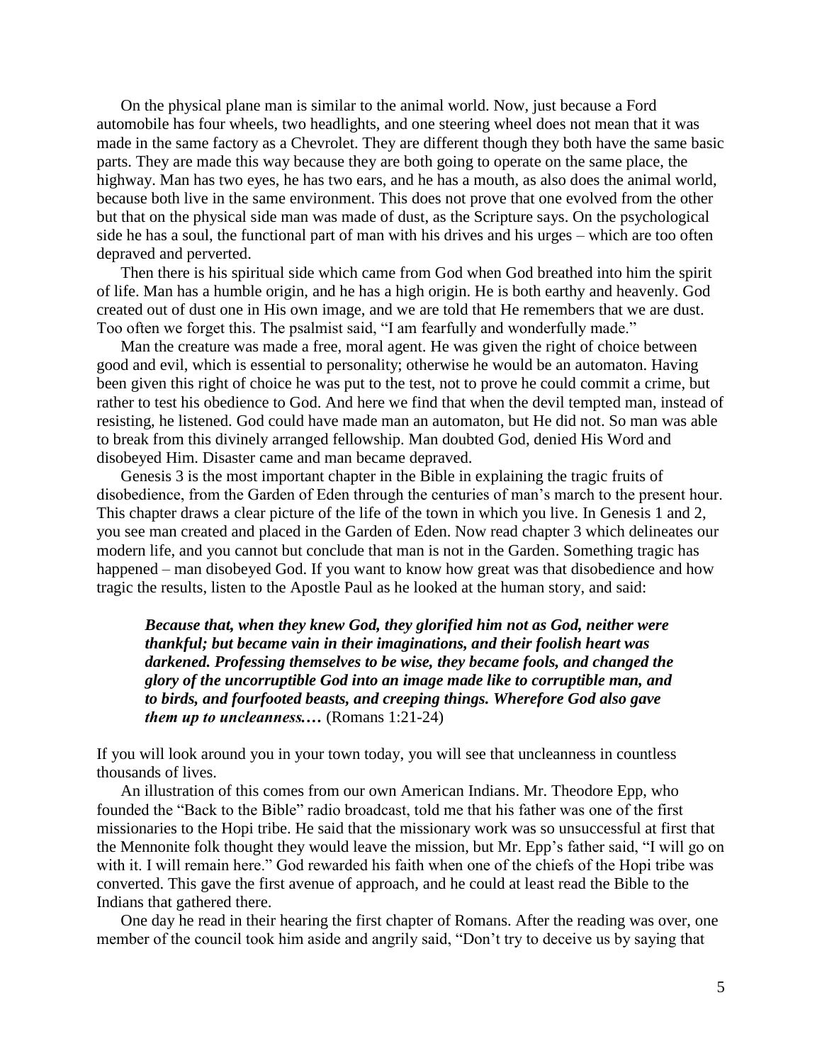On the physical plane man is similar to the animal world. Now, just because a Ford automobile has four wheels, two headlights, and one steering wheel does not mean that it was made in the same factory as a Chevrolet. They are different though they both have the same basic parts. They are made this way because they are both going to operate on the same place, the highway. Man has two eyes, he has two ears, and he has a mouth, as also does the animal world, because both live in the same environment. This does not prove that one evolved from the other but that on the physical side man was made of dust, as the Scripture says. On the psychological side he has a soul, the functional part of man with his drives and his urges – which are too often depraved and perverted.

Then there is his spiritual side which came from God when God breathed into him the spirit of life. Man has a humble origin, and he has a high origin. He is both earthy and heavenly. God created out of dust one in His own image, and we are told that He remembers that we are dust. Too often we forget this. The psalmist said, "I am fearfully and wonderfully made."

Man the creature was made a free, moral agent. He was given the right of choice between good and evil, which is essential to personality; otherwise he would be an automaton. Having been given this right of choice he was put to the test, not to prove he could commit a crime, but rather to test his obedience to God. And here we find that when the devil tempted man, instead of resisting, he listened. God could have made man an automaton, but He did not. So man was able to break from this divinely arranged fellowship. Man doubted God, denied His Word and disobeyed Him. Disaster came and man became depraved.

Genesis 3 is the most important chapter in the Bible in explaining the tragic fruits of disobedience, from the Garden of Eden through the centuries of man's march to the present hour. This chapter draws a clear picture of the life of the town in which you live. In Genesis 1 and 2, you see man created and placed in the Garden of Eden. Now read chapter 3 which delineates our modern life, and you cannot but conclude that man is not in the Garden. Something tragic has happened – man disobeyed God. If you want to know how great was that disobedience and how tragic the results, listen to the Apostle Paul as he looked at the human story, and said:

> ***Because that, when they knew God, they glorified him not as God, neither were thankful; but became vain in their imaginations, and their foolish heart was darkened. Professing themselves to be wise, they became fools, and changed the glory of the uncorruptible God into an image made like to corruptible man, and to birds, and fourfooted beasts, and creeping things. Wherefore God also gave them up to uncleanness.…*** (Romans 1:21-24)

If you will look around you in your town today, you will see that uncleanness in countless thousands of lives.

An illustration of this comes from our own American Indians. Mr. Theodore Epp, who founded the "Back to the Bible" radio broadcast, told me that his father was one of the first missionaries to the Hopi tribe. He said that the missionary work was so unsuccessful at first that the Mennonite folk thought they would leave the mission, but Mr. Epp's father said, "I will go on with it. I will remain here." God rewarded his faith when one of the chiefs of the Hopi tribe was converted. This gave the first avenue of approach, and he could at least read the Bible to the Indians that gathered there.

One day he read in their hearing the first chapter of Romans. After the reading was over, one member of the council took him aside and angrily said, "Don't try to deceive us by saying that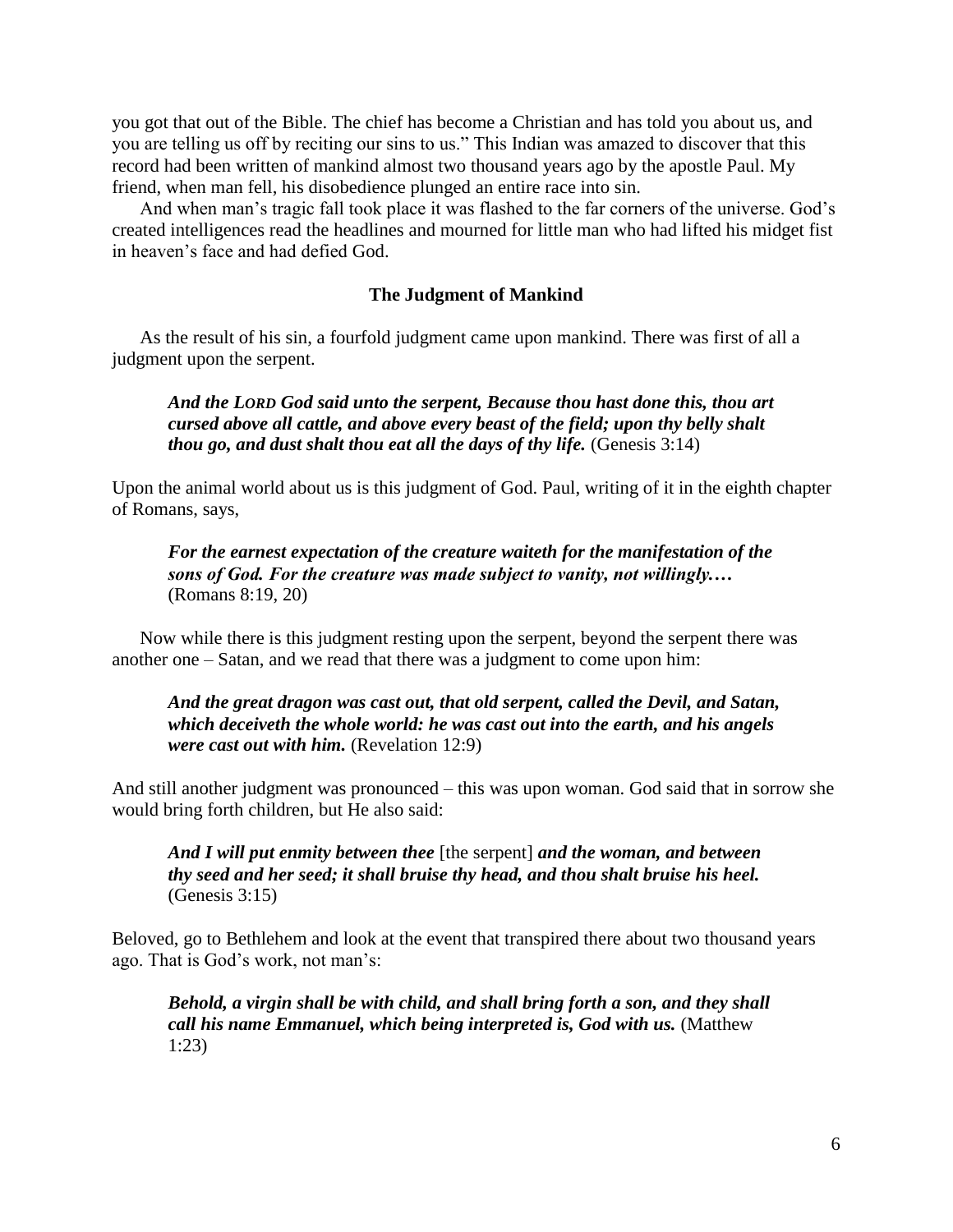you got that out of the Bible. The chief has become a Christian and has told you about us, and you are telling us off by reciting our sins to us." This Indian was amazed to discover that this record had been written of mankind almost two thousand years ago by the apostle Paul. My friend, when man fell, his disobedience plunged an entire race into sin.

And when man's tragic fall took place it was flashed to the far corners of the universe. God's created intelligences read the headlines and mourned for little man who had lifted his midget fist in heaven's face and had defied God.

### The Judgment of Mankind

As the result of his sin, a fourfold judgment came upon mankind. There was first of all a judgment upon the serpent.

> ***And the LORD God said unto the serpent, Because thou hast done this, thou art cursed above all cattle, and above every beast of the field; upon thy belly shalt thou go, and dust shalt thou eat all the days of thy life.*** (Genesis 3:14)

Upon the animal world about us is this judgment of God. Paul, writing of it in the eighth chapter of Romans, says,

> ***For the earnest expectation of the creature waiteth for the manifestation of the sons of God. For the creature was made subject to vanity, not willingly.…*** (Romans 8:19, 20)

Now while there is this judgment resting upon the serpent, beyond the serpent there was another one – Satan, and we read that there was a judgment to come upon him:

> ***And the great dragon was cast out, that old serpent, called the Devil, and Satan, which deceiveth the whole world: he was cast out into the earth, and his angels were cast out with him.*** (Revelation 12:9)

And still another judgment was pronounced – this was upon woman. God said that in sorrow she would bring forth children, but He also said:

> ***And I will put enmity between thee*** [the serpent] ***and the woman, and between thy seed and her seed; it shall bruise thy head, and thou shalt bruise his heel.*** (Genesis 3:15)

Beloved, go to Bethlehem and look at the event that transpired there about two thousand years ago. That is God's work, not man's:

> ***Behold, a virgin shall be with child, and shall bring forth a son, and they shall call his name Emmanuel, which being interpreted is, God with us.*** (Matthew 1:23)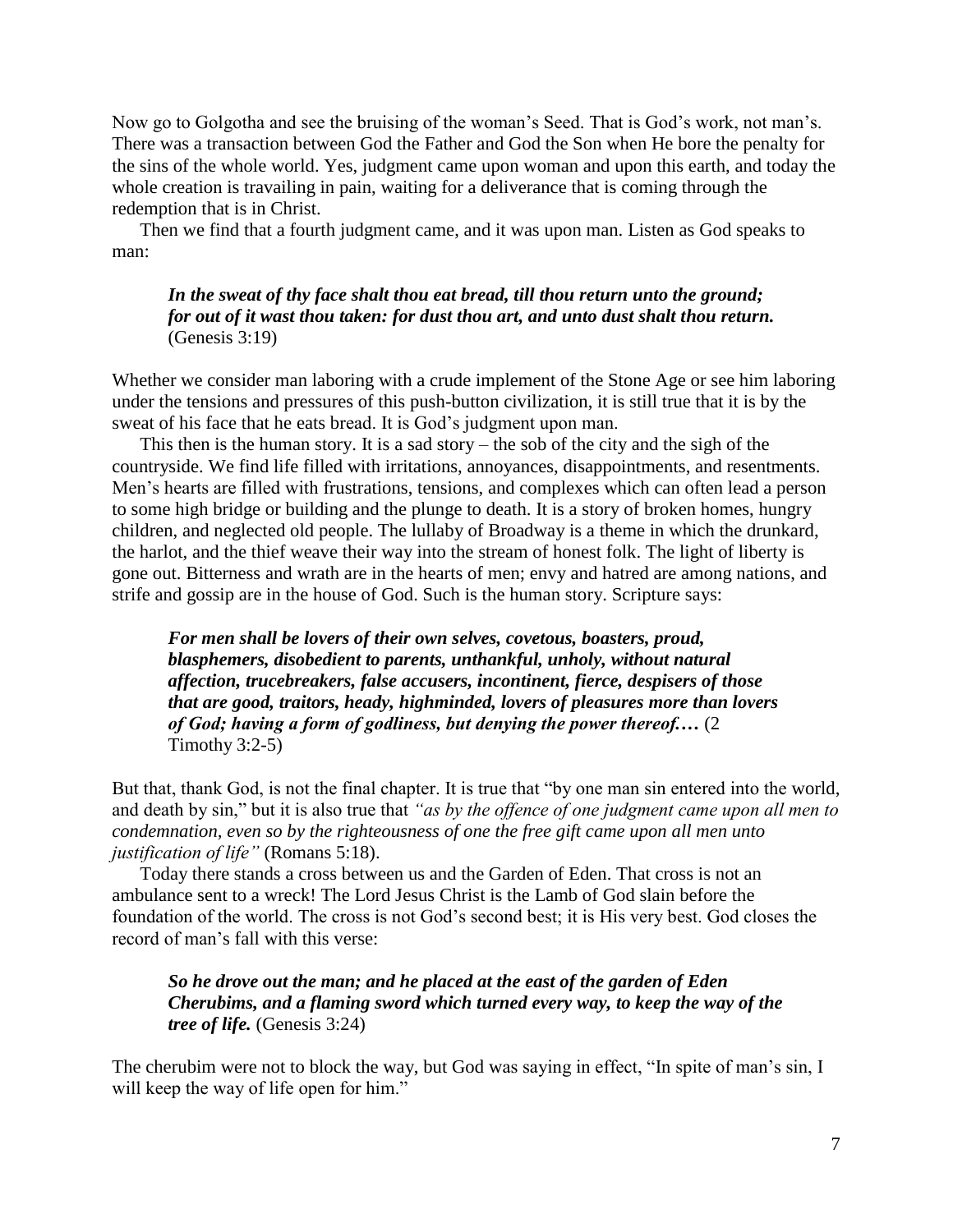Now go to Golgotha and see the bruising of the woman's Seed. That is God's work, not man's. There was a transaction between God the Father and God the Son when He bore the penalty for the sins of the whole world. Yes, judgment came upon woman and upon this earth, and today the whole creation is travailing in pain, waiting for a deliverance that is coming through the redemption that is in Christ.

Then we find that a fourth judgment came, and it was upon man. Listen as God speaks to man:

> ***In the sweat of thy face shalt thou eat bread, till thou return unto the ground; for out of it wast thou taken: for dust thou art, and unto dust shalt thou return.*** (Genesis 3:19)

Whether we consider man laboring with a crude implement of the Stone Age or see him laboring under the tensions and pressures of this push-button civilization, it is still true that it is by the sweat of his face that he eats bread. It is God's judgment upon man.

This then is the human story. It is a sad story – the sob of the city and the sigh of the countryside. We find life filled with irritations, annoyances, disappointments, and resentments. Men's hearts are filled with frustrations, tensions, and complexes which can often lead a person to some high bridge or building and the plunge to death. It is a story of broken homes, hungry children, and neglected old people. The lullaby of Broadway is a theme in which the drunkard, the harlot, and the thief weave their way into the stream of honest folk. The light of liberty is gone out. Bitterness and wrath are in the hearts of men; envy and hatred are among nations, and strife and gossip are in the house of God. Such is the human story. Scripture says:

> ***For men shall be lovers of their own selves, covetous, boasters, proud, blasphemers, disobedient to parents, unthankful, unholy, without natural affection, trucebreakers, false accusers, incontinent, fierce, despisers of those that are good, traitors, heady, highminded, lovers of pleasures more than lovers of God; having a form of godliness, but denying the power thereof….*** (2 Timothy 3:2-5)

But that, thank God, is not the final chapter. It is true that "by one man sin entered into the world, and death by sin," but it is also true that *"as by the offence of one judgment came upon all men to condemnation, even so by the righteousness of one the free gift came upon all men unto justification of life"* (Romans 5:18).

Today there stands a cross between us and the Garden of Eden. That cross is not an ambulance sent to a wreck! The Lord Jesus Christ is the Lamb of God slain before the foundation of the world. The cross is not God's second best; it is His very best. God closes the record of man's fall with this verse:

> ***So he drove out the man; and he placed at the east of the garden of Eden Cherubims, and a flaming sword which turned every way, to keep the way of the tree of life.*** (Genesis 3:24)

The cherubim were not to block the way, but God was saying in effect, "In spite of man's sin, I will keep the way of life open for him."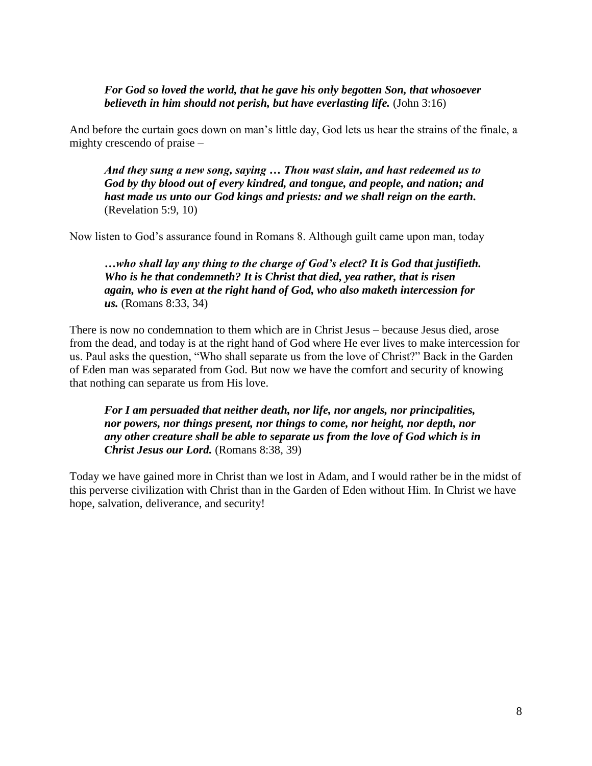> ***For God so loved the world, that he gave his only begotten Son, that whosoever believeth in him should not perish, but have everlasting life.*** (John 3:16)

And before the curtain goes down on man's little day, God lets us hear the strains of the finale, a mighty crescendo of praise –

> ***And they sung a new song, saying … Thou wast slain, and hast redeemed us to God by thy blood out of every kindred, and tongue, and people, and nation; and hast made us unto our God kings and priests: and we shall reign on the earth.*** (Revelation 5:9, 10)

Now listen to God's assurance found in Romans 8. Although guilt came upon man, today

> ***…who shall lay any thing to the charge of God's elect? It is God that justifieth. Who is he that condemneth? It is Christ that died, yea rather, that is risen again, who is even at the right hand of God, who also maketh intercession for us.*** (Romans 8:33, 34)

There is now no condemnation to them which are in Christ Jesus – because Jesus died, arose from the dead, and today is at the right hand of God where He ever lives to make intercession for us. Paul asks the question, "Who shall separate us from the love of Christ?" Back in the Garden of Eden man was separated from God. But now we have the comfort and security of knowing that nothing can separate us from His love.

> ***For I am persuaded that neither death, nor life, nor angels, nor principalities, nor powers, nor things present, nor things to come, nor height, nor depth, nor any other creature shall be able to separate us from the love of God which is in Christ Jesus our Lord.*** (Romans 8:38, 39)

Today we have gained more in Christ than we lost in Adam, and I would rather be in the midst of this perverse civilization with Christ than in the Garden of Eden without Him. In Christ we have hope, salvation, deliverance, and security!